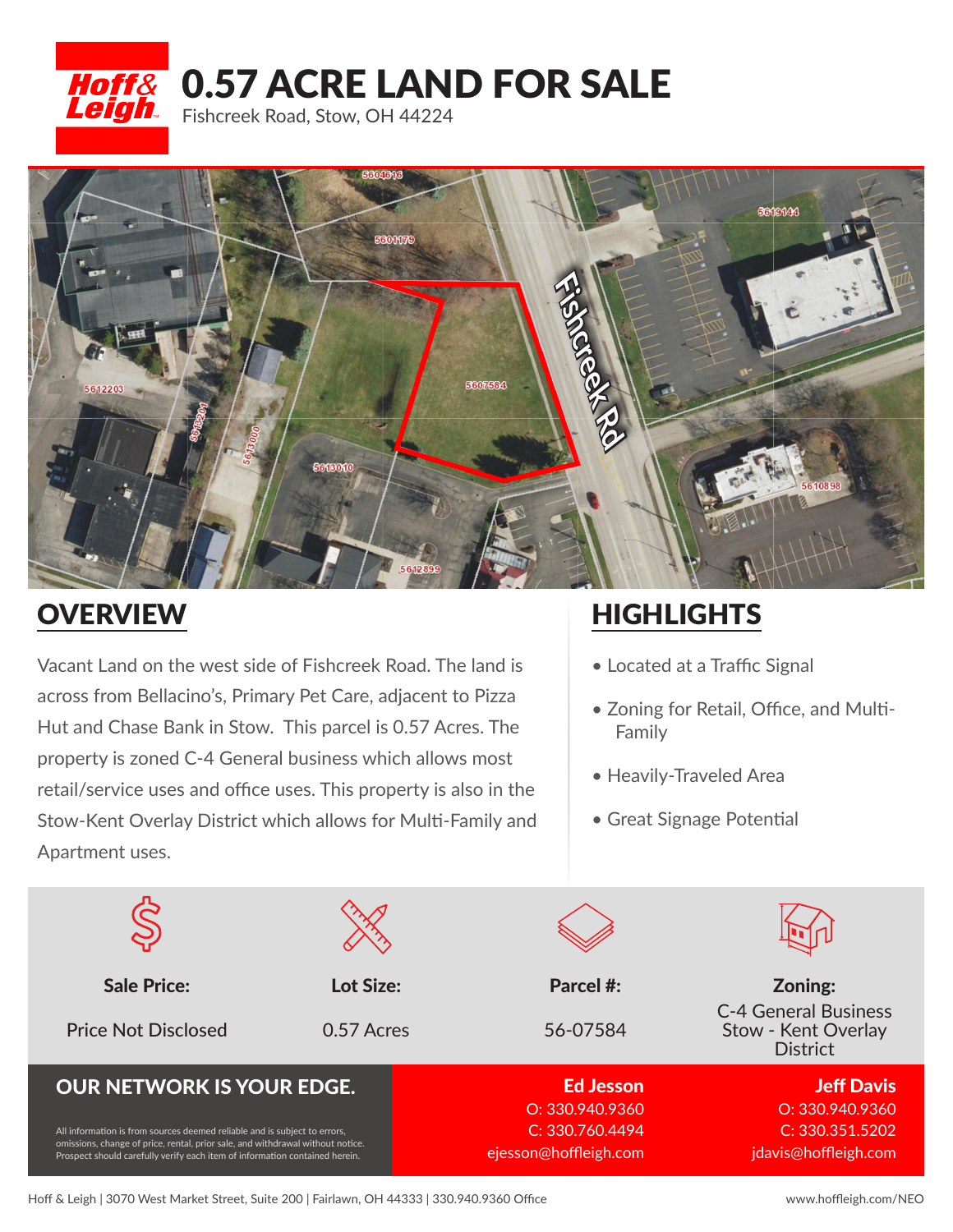Hoff & Leigh

# 0.57 ACRE LAND FOR SALE

Fishcreek Road, Stow, OH 44224

## OVERVIEW

Vacant Land on the west side of Fishcreek Road. The land is across from Bellacino's, Primary Pet Care, adjacent to Pizza Hut and Chase Bank in Stow. This parcel is 0.57 Acres. The property is zoned C-4 General business which allows most retail/service uses and office uses. This property is also in the Stow-Kent Overlay District which allows for Multi-Family and Apartment uses.

## HIGHLIGHTS

- Located at a Traffic Signal
- Zoning for Retail, Office, and Multi-Family
- Heavily-Traveled Area
- Great Signage Potential

| Sale Price: | Lot Size: | Parcel #: | Zoning: |
|---|---|---|---|
| Price Not Disclosed | 0.57 Acres | 56-07584 | C-4 General Business Stow - Kent Overlay District |

**OUR NETWORK IS YOUR EDGE.**

All information is from sources deemed reliable and is subject to errors, omissions, change of price, rental, prior sale, and withdrawal without notice. Prospect should carefully verify each item of information contained herein.

**Ed Jesson**
O: 330.940.9360
C: 330.760.4494
ejesson@hoffleigh.com

**Jeff Davis**
O: 330.940.9360
C: 330.351.5202
jdavis@hoffleigh.com

Hoff & Leigh | 3070 West Market Street, Suite 200 | Fairlawn, OH 44333 | 330.940.9360 Office

www.hoffleigh.com/NEO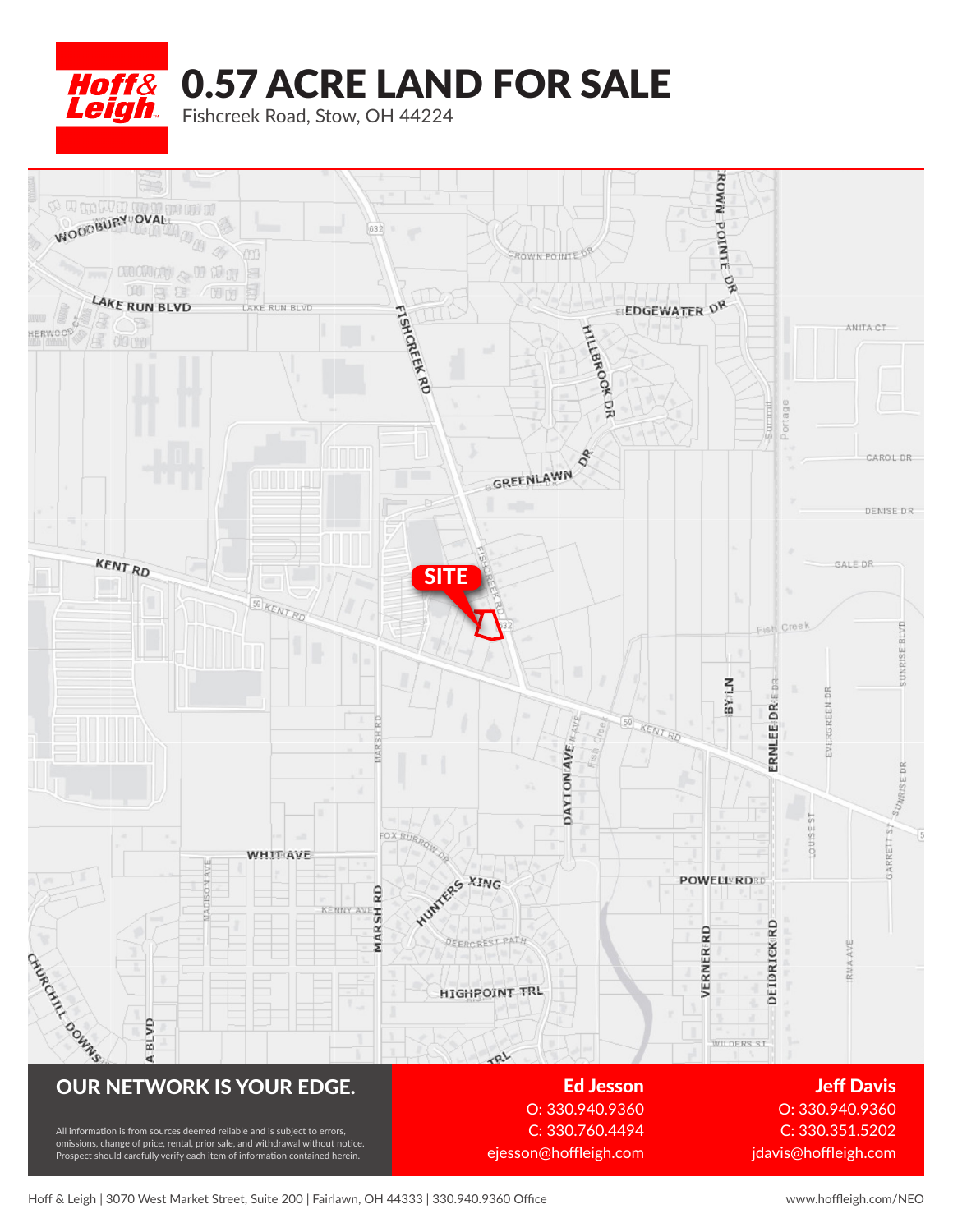# 0.57 ACRE LAND FOR SALE

Fishcreek Road, Stow, OH 44224

WOODBURY OVAL
LAKE RUN BLVD
LAKE RUN BLVD
FISHCREEK RD
CROWN POINTE DR
CROWN POINTE DR
EDGEWATER DR
HILLBROOK DR
ANITA CT
GREENLAWN DR
CAROL DR
DENISE DR
KENT RD
KENT RD
SITE
GALE DR
Fish Creek
KENT RD
DAYTON AVE
ERNLEE DR
EVERGREEN DR
SUNRISE BLVD
MARSH RD
FOX BURROW DR
HUNTERS XING
WHIT AVE
KENNY AVE
MADISON AVE
POWELL RD
VERNER RD
DEIDRICK RD
LOUISE ST
GARRETT ST
IRMA AVE
DEERCREST PATH
HIGHPOINT TRL
WILDERS ST
CHURCHILL DOWNS

## OUR NETWORK IS YOUR EDGE.

All information is from sources deemed reliable and is subject to errors, omissions, change of price, rental, prior sale, and withdrawal without notice. Prospect should carefully verify each item of information contained herein.

**Ed Jesson**
O: 330.940.9360
C: 330.760.4494
ejesson@hoffleigh.com

**Jeff Davis**
O: 330.940.9360
C: 330.351.5202
jdavis@hoffleigh.com

Hoff & Leigh | 3070 West Market Street, Suite 200 | Fairlawn, OH 44333 | 330.940.9360 Office
www.hoffleigh.com/NEO